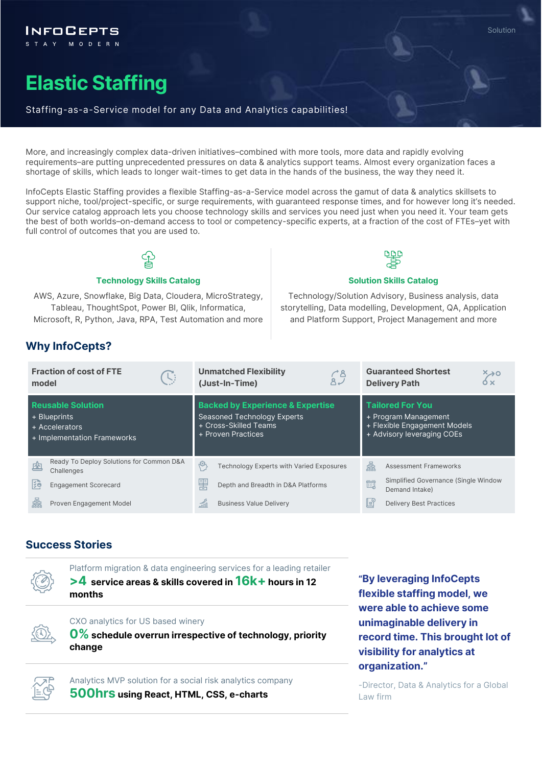INFOCEPTS
STAY MODERN

# Elastic Staffing

Staffing-as-a-Service model for any Data and Analytics capabilities!

More, and increasingly complex data-driven initiatives–combined with more tools, more data and rapidly evolving requirements–are putting unprecedented pressures on data & analytics support teams. Almost every organization faces a shortage of skills, which leads to longer wait-times to get data in the hands of the business, the way they need it.

InfoCepts Elastic Staffing provides a flexible Staffing-as-a-Service model across the gamut of data & analytics skillsets to support niche, tool/project-specific, or surge requirements, with guaranteed response times, and for however long it's needed. Our service catalog approach lets you choose technology skills and services you need just when you need it. Your team gets the best of both worlds–on-demand access to tool or competency-specific experts, at a fraction of the cost of FTEs–yet with full control of outcomes that you are used to.

### Technology Skills Catalog

AWS, Azure, Snowflake, Big Data, Cloudera, MicroStrategy, Tableau, ThoughtSpot, Power BI, Qlik, Informatica, Microsoft, R, Python, Java, RPA, Test Automation and more

### Solution Skills Catalog

Technology/Solution Advisory, Business analysis, data storytelling, Data modelling, Development, QA, Application and Platform Support, Project Management and more

## Why InfoCepts?

| Fraction of cost of FTE model | Unmatched Flexibility (Just-In-Time) | Guaranteed Shortest Delivery Path |
|---|---|---|
| **Reusable Solution**<br>+ Blueprints<br>+ Accelerators<br>+ Implementation Frameworks | **Backed by Experience & Expertise**<br>Seasoned Technology Experts<br>+ Cross-Skilled Teams<br>+ Proven Practices | **Tailored For You**<br>+ Program Management<br>+ Flexible Engagement Models<br>+ Advisory leveraging COEs |
| Ready To Deploy Solutions for Common D&A Challenges | Technology Experts with Varied Exposures | Assessment Frameworks |
| Engagement Scorecard | Depth and Breadth in D&A Platforms | Simplified Governance (Single Window Demand Intake) |
| Proven Engagement Model | Business Value Delivery | Delivery Best Practices |

## Success Stories

Platform migration & data engineering services for a leading retailer
**>4 service areas & skills covered in 16k+ hours in 12 months**

CXO analytics for US based winery
**0% schedule overrun irrespective of technology, priority change**

Analytics MVP solution for a social risk analytics company
**500hrs using React, HTML, CSS, e-charts**

**"By leveraging InfoCepts flexible staffing model, we were able to achieve some unimaginable delivery in record time. This brought lot of visibility for analytics at organization."**

-Director, Data & Analytics for a Global Law firm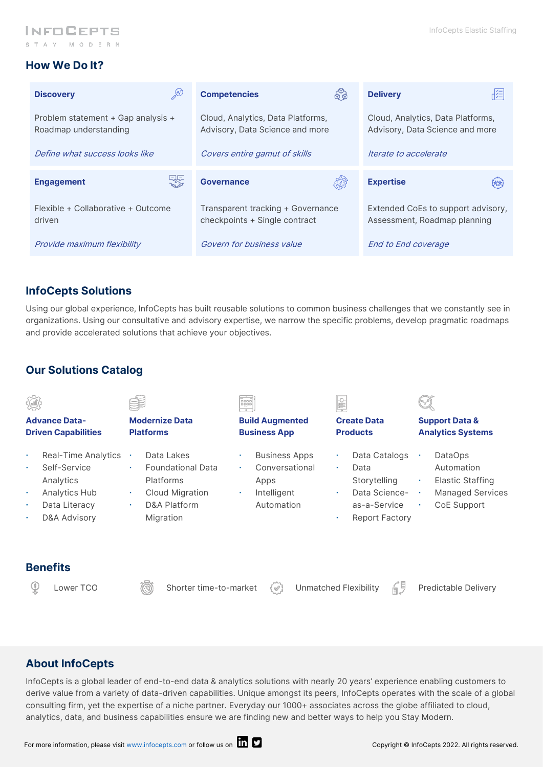## How We Do It?

| | | |
|---|---|---|
| **Discovery**<br>Problem statement + Gap analysis + Roadmap understanding<br>*Define what success looks like* | **Competencies**<br>Cloud, Analytics, Data Platforms, Advisory, Data Science and more<br>*Covers entire gamut of skills* | **Delivery**<br>Cloud, Analytics, Data Platforms, Advisory, Data Science and more<br>*Iterate to accelerate* |
| **Engagement**<br>Flexible + Collaborative + Outcome driven<br>*Provide maximum flexibility* | **Governance**<br>Transparent tracking + Governance checkpoints + Single contract<br>*Govern for business value* | **Expertise**<br>Extended CoEs to support advisory, Assessment, Roadmap planning<br>*End to End coverage* |

## InfoCepts Solutions

Using our global experience, InfoCepts has built reusable solutions to common business challenges that we constantly see in organizations. Using our consultative and advisory expertise, we narrow the specific problems, develop pragmatic roadmaps and provide accelerated solutions that achieve your objectives.

## Our Solutions Catalog

**Advance Data-Driven Capabilities**

- Real-Time Analytics
- Self-Service Analytics
- Analytics Hub
- Data Literacy
- D&A Advisory

**Modernize Data Platforms**

- Data Lakes
- Foundational Data Platforms
- Cloud Migration
- D&A Platform Migration

**Build Augmented Business App**

- Business Apps
- Conversational Apps
- Intelligent Automation

**Create Data Products**

- Data Catalogs
- Data Storytelling
- Data Science-as-a-Service
- Report Factory

**Support Data & Analytics Systems**

- DataOps Automation
- Elastic Staffing
- Managed Services
- CoE Support

## Benefits

- Lower TCO
- Shorter time-to-market
- Unmatched Flexibility
- Predictable Delivery

## About InfoCepts

InfoCepts is a global leader of end-to-end data & analytics solutions with nearly 20 years' experience enabling customers to derive value from a variety of data-driven capabilities. Unique amongst its peers, InfoCepts operates with the scale of a global consulting firm, yet the expertise of a niche partner. Everyday our 1000+ associates across the globe affiliated to cloud, analytics, data, and business capabilities ensure we are finding new and better ways to help you Stay Modern.

For more information, please visit www.infocepts.com or follow us on

Copyright © InfoCepts 2022. All rights reserved.